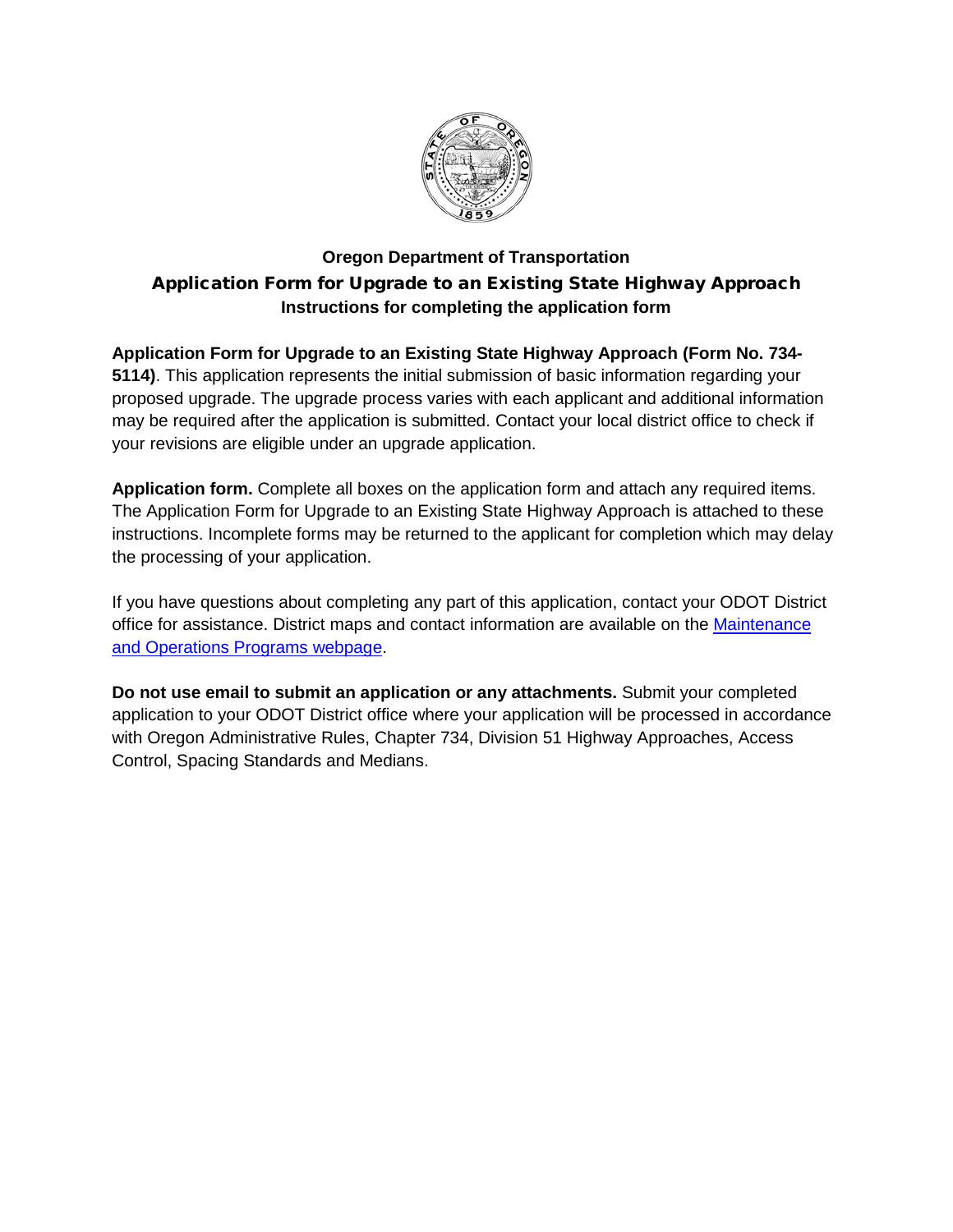**Oregon Department of Transportation**

# Application Form for Upgrade to an Existing State Highway Approach

**Instructions for completing the application form**

**Application Form for Upgrade to an Existing State Highway Approach (Form No. 734-5114)**. This application represents the initial submission of basic information regarding your proposed upgrade. The upgrade process varies with each applicant and additional information may be required after the application is submitted. Contact your local district office to check if your revisions are eligible under an upgrade application.

**Application form.** Complete all boxes on the application form and attach any required items. The Application Form for Upgrade to an Existing State Highway Approach is attached to these instructions. Incomplete forms may be returned to the applicant for completion which may delay the processing of your application.

If you have questions about completing any part of this application, contact your ODOT District office for assistance. District maps and contact information are available on the Maintenance and Operations Programs webpage.

**Do not use email to submit an application or any attachments.** Submit your completed application to your ODOT District office where your application will be processed in accordance with Oregon Administrative Rules, Chapter 734, Division 51 Highway Approaches, Access Control, Spacing Standards and Medians.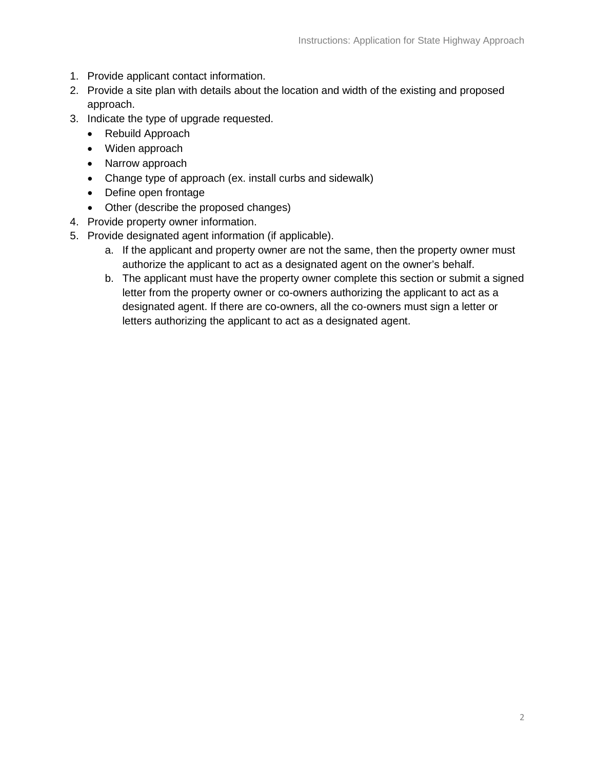1. Provide applicant contact information.
2. Provide a site plan with details about the location and width of the existing and proposed approach.
3. Indicate the type of upgrade requested.
   - Rebuild Approach
   - Widen approach
   - Narrow approach
   - Change type of approach (ex. install curbs and sidewalk)
   - Define open frontage
   - Other (describe the proposed changes)
4. Provide property owner information.
5. Provide designated agent information (if applicable).
   a. If the applicant and property owner are not the same, then the property owner must authorize the applicant to act as a designated agent on the owner's behalf.
   b. The applicant must have the property owner complete this section or submit a signed letter from the property owner or co-owners authorizing the applicant to act as a designated agent. If there are co-owners, all the co-owners must sign a letter or letters authorizing the applicant to act as a designated agent.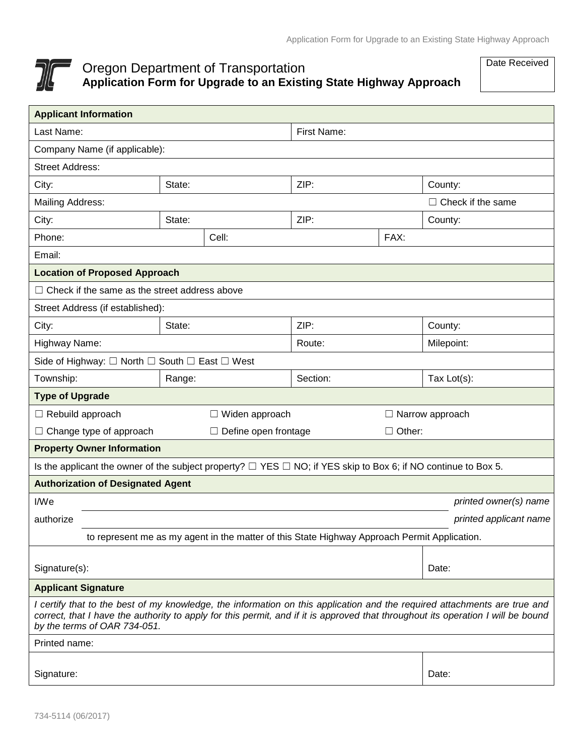# Oregon Department of Transportation

## Application Form for Upgrade to an Existing State Highway Approach

| Date Received |
|---|
| |

| | | | | | |
|---|---|---|---|---|---|
| **Applicant Information** | | | | | |
| Last Name: | | | First Name: | | |
| Company Name (if applicable): | | | | | |
| Street Address: | | | | | |
| City: | State: | | ZIP: | | County: |
| Mailing Address: | | | | | ☐ Check if the same |
| City: | State: | | ZIP: | | County: |
| Phone: | | Cell: | | FAX: | |
| Email: | | | | | |
| **Location of Proposed Approach** | | | | | |
| ☐ Check if the same as the street address above | | | | | |
| Street Address (if established): | | | | | |
| City: | State: | | ZIP: | | County: |
| Highway Name: | | | Route: | | Milepoint: |
| Side of Highway: ☐ North ☐ South ☐ East ☐ West | | | | | |
| Township: | Range: | | Section: | | Tax Lot(s): |
| **Type of Upgrade** | | | | | |
| ☐ Rebuild approach | | ☐ Widen approach | | ☐ Narrow approach | |
| ☐ Change type of approach | | ☐ Define open frontage | | ☐ Other: | |
| **Property Owner Information** | | | | | |
| Is the applicant the owner of the subject property? ☐ YES ☐ NO; if YES skip to Box 6; if NO continue to Box 5. | | | | | |
| **Authorization of Designated Agent** | | | | | |
| I/We ____________________ *printed owner(s) name* | | | | | |
| authorize ____________________ *printed applicant name* | | | | | |
| to represent me as my agent in the matter of this State Highway Approach Permit Application. | | | | | |
| Signature(s): | | | | | Date: |
| **Applicant Signature** | | | | | |
| *I certify that to the best of my knowledge, the information on this application and the required attachments are true and correct, that I have the authority to apply for this permit, and if it is approved that throughout its operation I will be bound by the terms of OAR 734-051.* | | | | | |
| Printed name: | | | | | |
| Signature: | | | | | Date: |

734-5114 (06/2017)